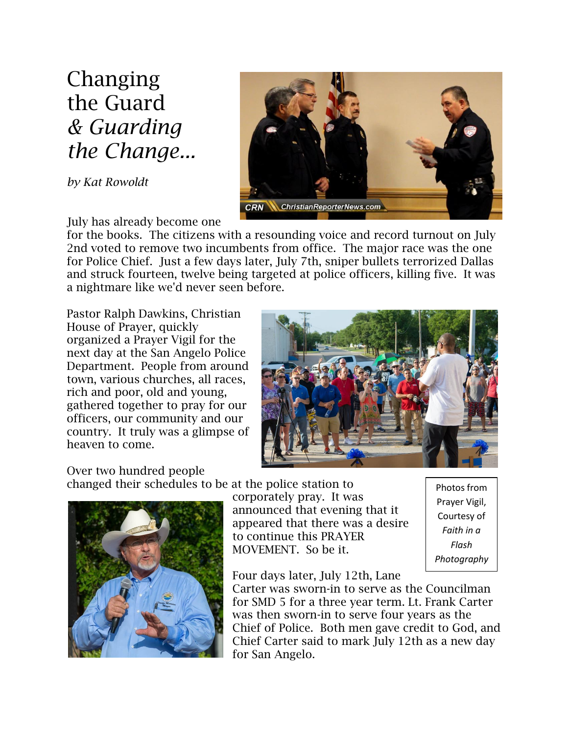# Changing the Guard *& Guarding the Change...*

*by Kat Rowoldt*

July has already become one for the books. The citizens with a resounding voice and record turnout on July 2nd voted to remove two incumbents from office. The major race was the one for Police Chief. Just a few days later, July 7th, sniper bullets terrorized Dallas and struck fourteen, twelve being targeted at police officers, killing five. It was a nightmare like we'd never seen before.

Pastor Ralph Dawkins, Christian House of Prayer, quickly organized a Prayer Vigil for the next day at the San Angelo Police Department. People from around town, various churches, all races, rich and poor, old and young, gathered together to pray for our officers, our community and our country. It truly was a glimpse of heaven to come.

Over two hundred people changed their schedules to be at the police station to corporately pray. It was announced that evening that it appeared that there was a desire to continue this PRAYER MOVEMENT. So be it.

Photos from Prayer Vigil, Courtesy of *Faith in a Flash Photography*

Four days later, July 12th, Lane Carter was sworn-in to serve as the Councilman for SMD 5 for a three year term. Lt. Frank Carter was then sworn-in to serve four years as the Chief of Police. Both men gave credit to God, and Chief Carter said to mark July 12th as a new day for San Angelo.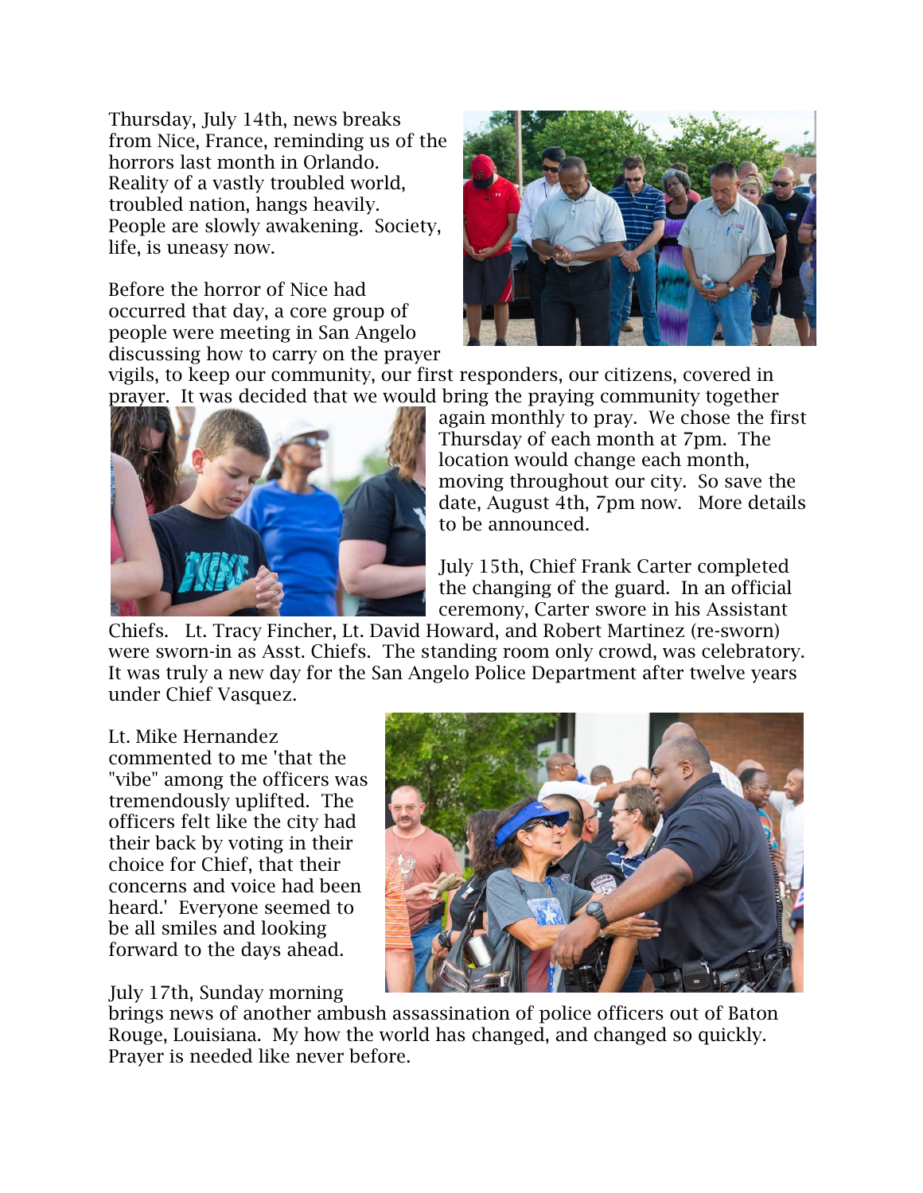Thursday, July 14th, news breaks from Nice, France, reminding us of the horrors last month in Orlando. Reality of a vastly troubled world, troubled nation, hangs heavily. People are slowly awakening. Society, life, is uneasy now.

Before the horror of Nice had occurred that day, a core group of people were meeting in San Angelo discussing how to carry on the prayer vigils, to keep our community, our first responders, our citizens, covered in prayer. It was decided that we would bring the praying community together again monthly to pray. We chose the first Thursday of each month at 7pm. The location would change each month, moving throughout our city. So save the date, August 4th, 7pm now. More details to be announced.

July 15th, Chief Frank Carter completed the changing of the guard. In an official ceremony, Carter swore in his Assistant Chiefs. Lt. Tracy Fincher, Lt. David Howard, and Robert Martinez (re-sworn) were sworn-in as Asst. Chiefs. The standing room only crowd, was celebratory. It was truly a new day for the San Angelo Police Department after twelve years under Chief Vasquez.

Lt. Mike Hernandez commented to me 'that the "vibe" among the officers was tremendously uplifted. The officers felt like the city had their back by voting in their choice for Chief, that their concerns and voice had been heard.' Everyone seemed to be all smiles and looking forward to the days ahead.

July 17th, Sunday morning brings news of another ambush assassination of police officers out of Baton Rouge, Louisiana. My how the world has changed, and changed so quickly. Prayer is needed like never before.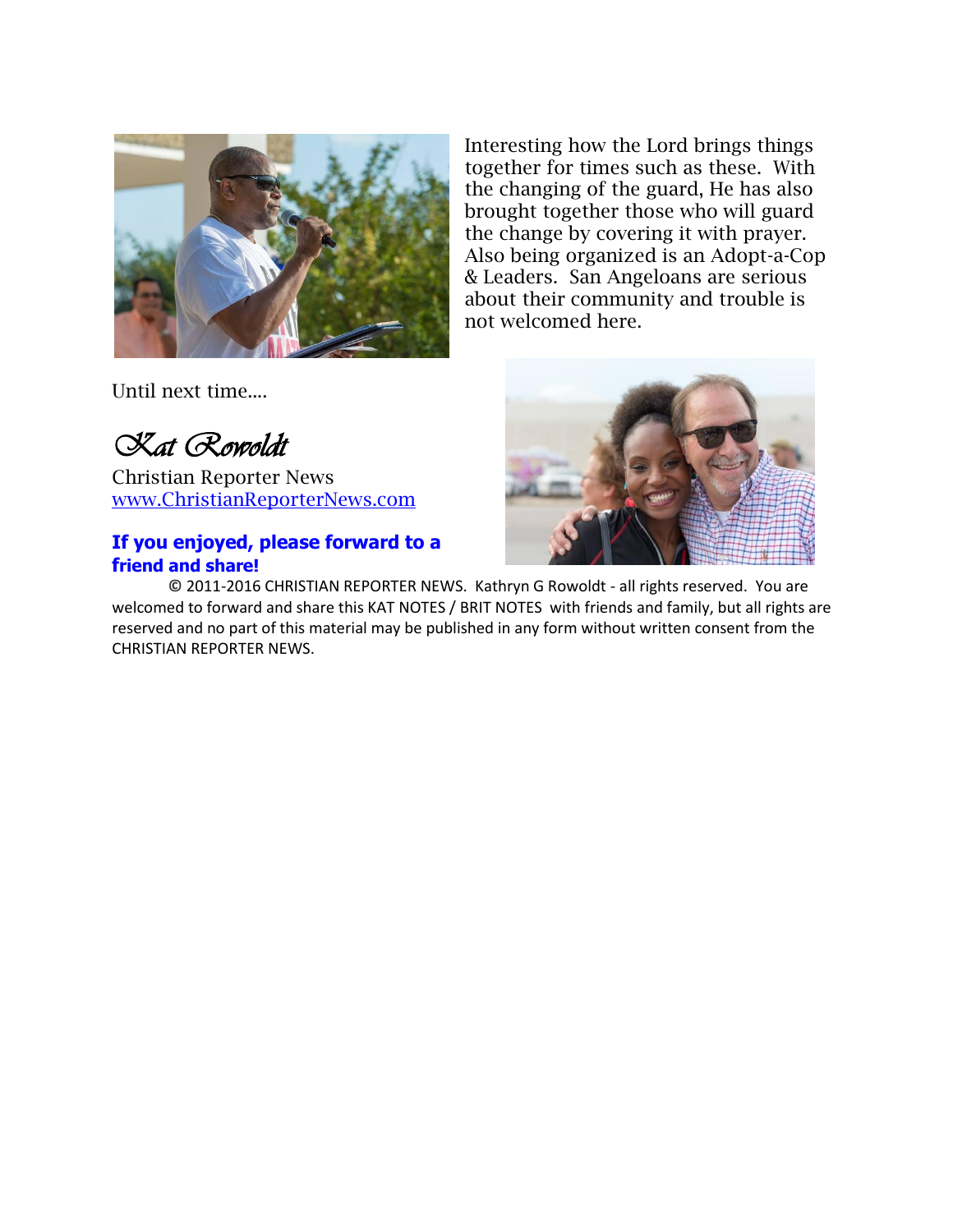Interesting how the Lord brings things together for times such as these. With the changing of the guard, He has also brought together those who will guard the change by covering it with prayer. Also being organized is an Adopt-a-Cop & Leaders. San Angeloans are serious about their community and trouble is not welcomed here.

Until next time....

*Kat Rowoldt*

Christian Reporter News
www.ChristianReporterNews.com

**If you enjoyed, please forward to a friend and share!**

© 2011-2016 CHRISTIAN REPORTER NEWS. Kathryn G Rowoldt - all rights reserved. You are welcomed to forward and share this KAT NOTES / BRIT NOTES with friends and family, but all rights are reserved and no part of this material may be published in any form without written consent from the CHRISTIAN REPORTER NEWS.